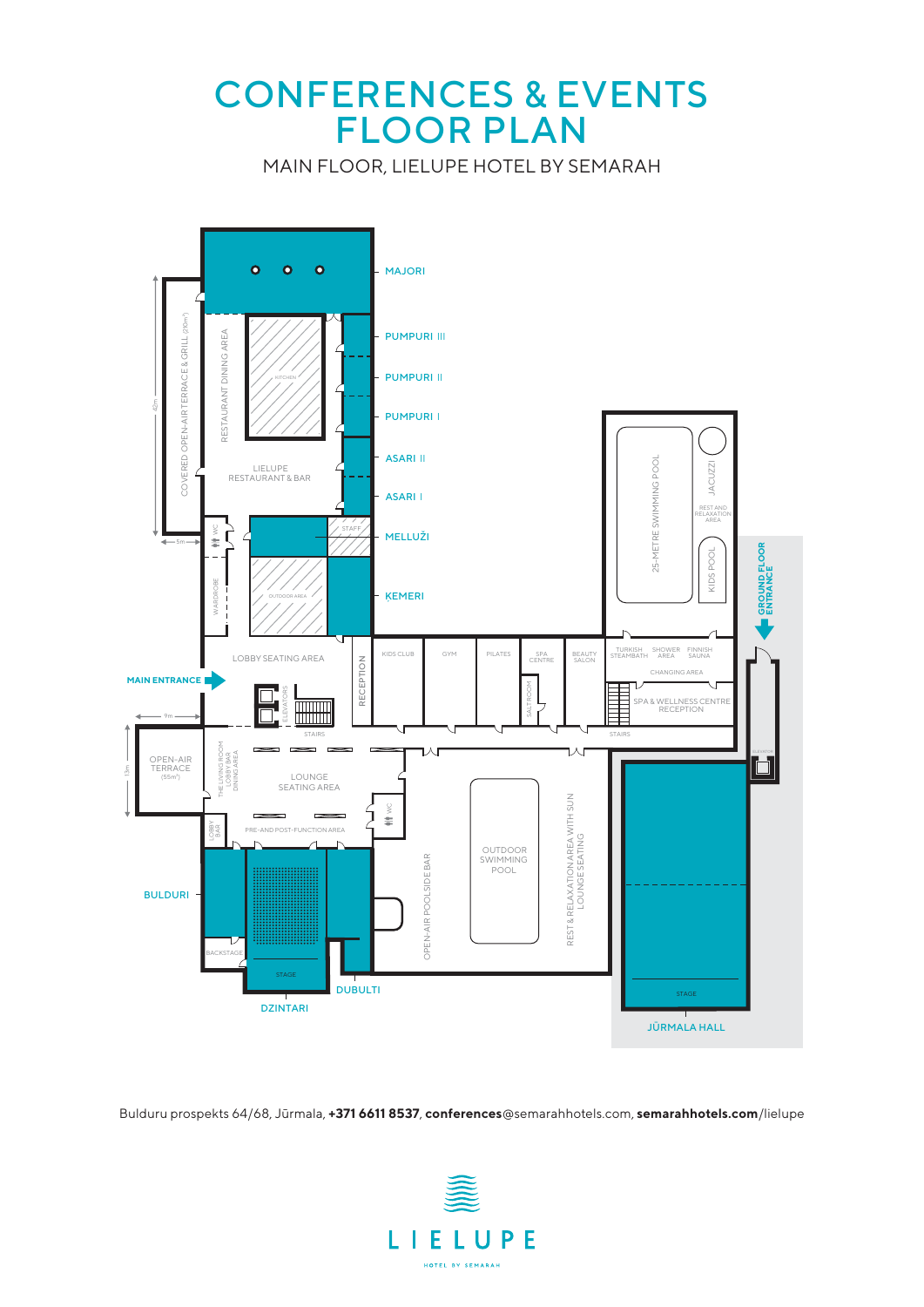# CONFERENCES & EVENTS FLOOR PLAN

MAIN FLOOR, LIELUPE HOTEL BY SEMARAH

MAJORI

PUMPURI III

PUMPURI II

PUMPURI I

ASARI II

ASARI I

MELLUŽI

ĶEMERI

COVERED OPEN-AIR TERRACE & GRILL (210m²)

RESTAURANT DINING AREA

KITCHEN

LIELUPE RESTAURANT & BAR

STAFF

WC

WARDROBE

OUTDOOR AREA

LOBBY SEATING AREA

MAIN ENTRANCE

ELEVATORS

RECEPTION

STAIRS

KIDS CLUB

GYM

PILATES

SPA CENTRE

BEAUTY SALON

SALT ROOM

25-METRE SWIMMING POOL

JACUZZI

REST AND RELAXATION AREA

KIDS POOL

TURKISH STEAMBATH

SHOWER AREA

FINNISH SAUNA

CHANGING AREA

SPA & WELLNESS CENTRE RECEPTION

GROUND FLOOR ENTRANCE

ELEVATOR

OPEN-AIR TERRACE (55m²)

THE LIVING ROOM LOBBY BAR DINING AREA

LOUNGE SEATING AREA

LOBBY BAR

PRE-AND POST-FUNCTION AREA

BULDURI

BACKSTAGE

STAGE

DZINTARI

DUBULTI

OPEN-AIR POOLSIDE BAR

OUTDOOR SWIMMING POOL

REST & RELAXATION AREA WITH SUN LOUNGE SEATING

JŪRMALA HALL

42m

5m

9m

13m

Bulduru prospekts 64/68, Jūrmala, **+371 6611 8537**, **conferences**@semarahhotels.com, **semarahhotels.com**/lielupe

LIELUPE

HOTEL BY SEMARAH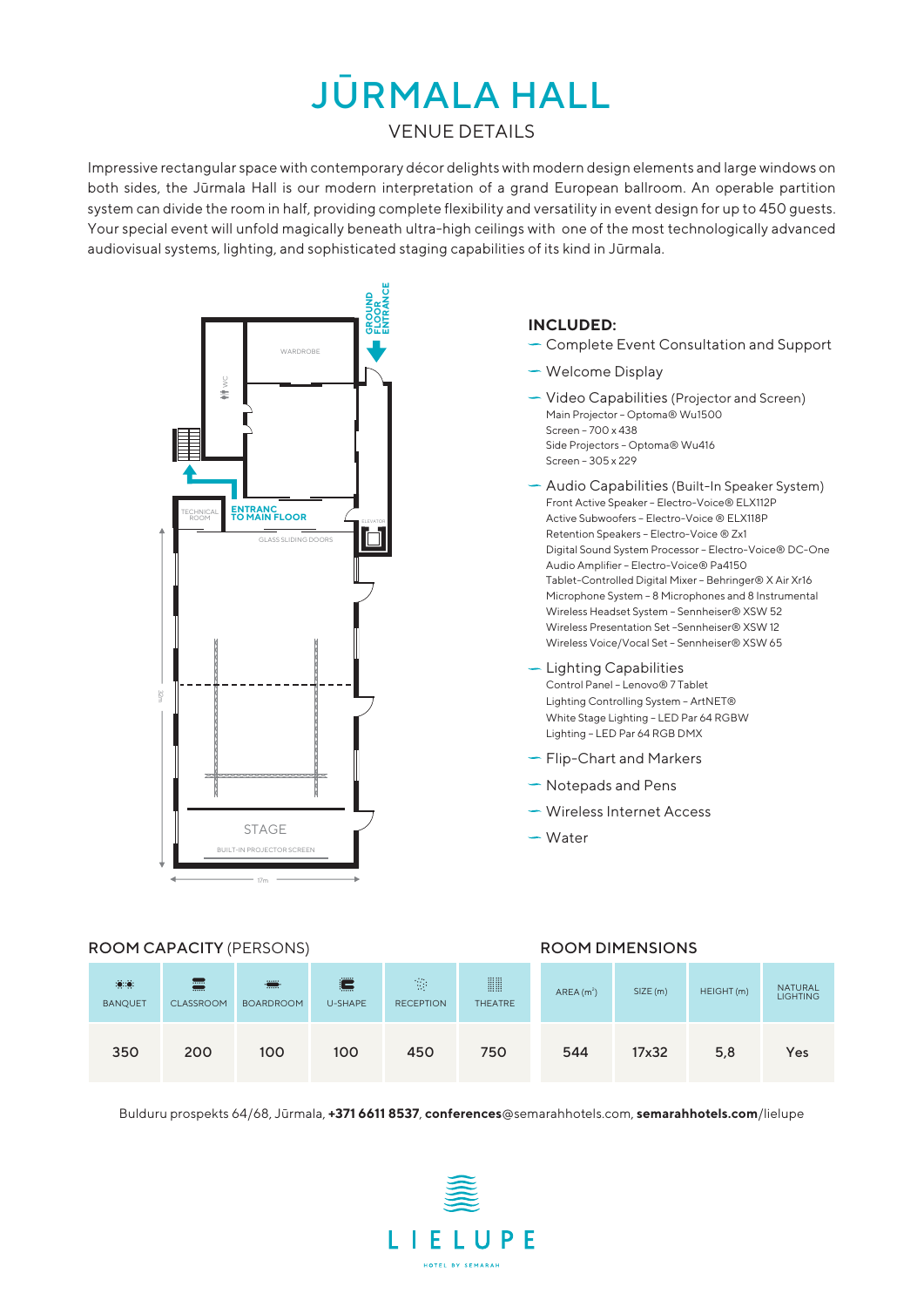# JŪRMALA HALL

## VENUE DETAILS

Impressive rectangular space with contemporary décor delights with modern design elements and large windows on both sides, the Jūrmala Hall is our modern interpretation of a grand European ballroom. An operable partition system can divide the room in half, providing complete flexibility and versatility in event design for up to 450 guests. Your special event will unfold magically beneath ultra-high ceilings with one of the most technologically advanced audiovisual systems, lighting, and sophisticated staging capabilities of its kind in Jūrmala.

GROUND FLOOR ENTRANCE

WARDROBE

WC

TECHNICAL ROOM

ENTRANC TO MAIN FLOOR

ELEVATOR

GLASS SLIDING DOORS

STAGE

BUILT-IN PROJECTOR SCREEN

32m

17m

### INCLUDED:

- Complete Event Consultation and Support
- Welcome Display
- Video Capabilities (Projector and Screen)
  - Main Projector – Optoma® Wu1500
  - Screen – 700 x 438
  - Side Projectors – Optoma® Wu416
  - Screen – 305 x 229
- Audio Capabilities (Built-In Speaker System)
  - Front Active Speaker – Electro-Voice® ELX112P
  - Active Subwoofers – Electro-Voice ® ELX118P
  - Retention Speakers – Electro-Voice ® Zx1
  - Digital Sound System Processor – Electro-Voice® DC-One
  - Audio Amplifier – Electro-Voice® Pa4150
  - Tablet-Controlled Digital Mixer – Behringer® X Air Xr16
  - Microphone System – 8 Microphones and 8 Instrumental
  - Wireless Headset System – Sennheiser® XSW 52
  - Wireless Presentation Set –Sennheiser® XSW 12
  - Wireless Voice/Vocal Set – Sennheiser® XSW 65
- Lighting Capabilities
  - Control Panel – Lenovo® 7 Tablet
  - Lighting Controlling System – ArtNET®
  - White Stage Lighting – LED Par 64 RGBW
  - Lighting – LED Par 64 RGB DMX
- Flip-Chart and Markers
- Notepads and Pens
- Wireless Internet Access
- Water

### ROOM CAPACITY (PERSONS)

| BANQUET | CLASSROOM | BOARDROOM | U-SHAPE | RECEPTION | THEATRE |
|---|---|---|---|---|---|
| 350 | 200 | 100 | 100 | 450 | 750 |

### ROOM DIMENSIONS

| AREA ($m^2$) | SIZE (m) | HEIGHT (m) | NATURAL LIGHTING |
|---|---|---|---|
| 544 | 17x32 | 5,8 | Yes |

Bulduru prospekts 64/68, Jūrmala, **+371 6611 8537**, **conferences**@semarahhotels.com, **semarahhotels.com**/lielupe

LIELUPE

HOTEL BY SEMARAH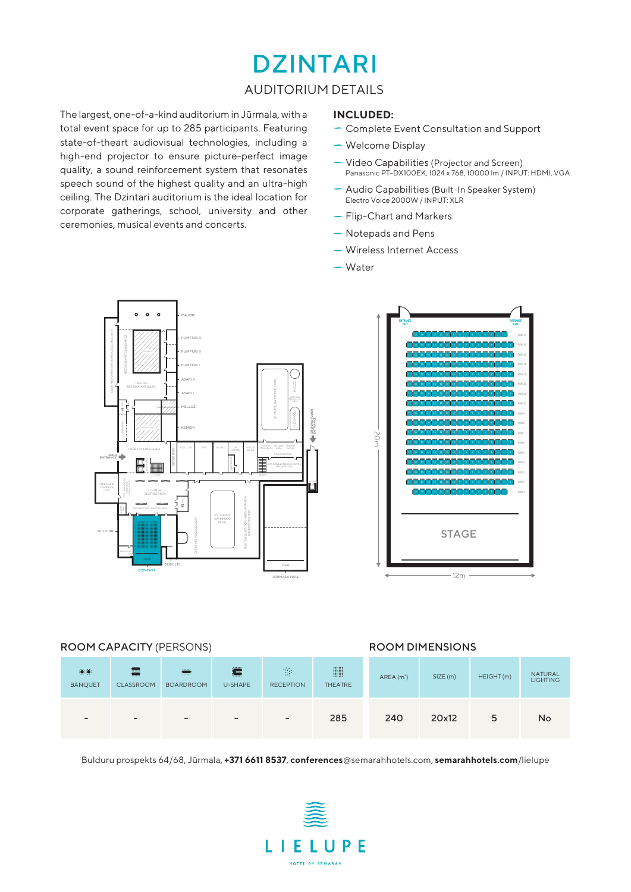# DZINTARI

## AUDITORIUM DETAILS

The largest, one-of-a-kind auditorium in Jūrmala, with a total event space for up to 285 participants. Featuring state-of-theart audiovisual technologies, including a high-end projector to ensure picture-perfect image quality, a sound reinforcement system that resonates speech sound of the highest quality and an ultra-high ceiling. The Dzintari auditorium is the ideal location for corporate gatherings, school, university and other ceremonies, musical events and concerts.

**INCLUDED:**

- Complete Event Consultation and Support
- Welcome Display
- Video Capabilities (Projector and Screen)  
  Panasonic PT-DX100EK, 1024 x 768, 10000 lm / INPUT: HDMI, VGA
- Audio Capabilities (Built-In Speaker System)  
  Electro Voice 2000W / INPUT: XLR
- Flip-Chart and Markers
- Notepads and Pens
- Wireless Internet Access
- Water

STAGE

20 m

12m

### ROOM CAPACITY (PERSONS)

| BANQUET | CLASSROOM | BOARDROOM | U-SHAPE | RECEPTION | THEATRE |
|---|---|---|---|---|---|
| - | - | - | - | - | 285 |

### ROOM DIMENSIONS

| AREA ($m^2$) | SIZE (m) | HEIGHT (m) | NATURAL LIGHTING |
|---|---|---|---|
| 240 | 20x12 | 5 | No |

Bulduru prospekts 64/68, Jūrmala, **+371 6611 8537**, **conferences**@semarahhotels.com, **semarahhotels.com**/lielupe

LIELUPE

HOTEL BY SEMARAH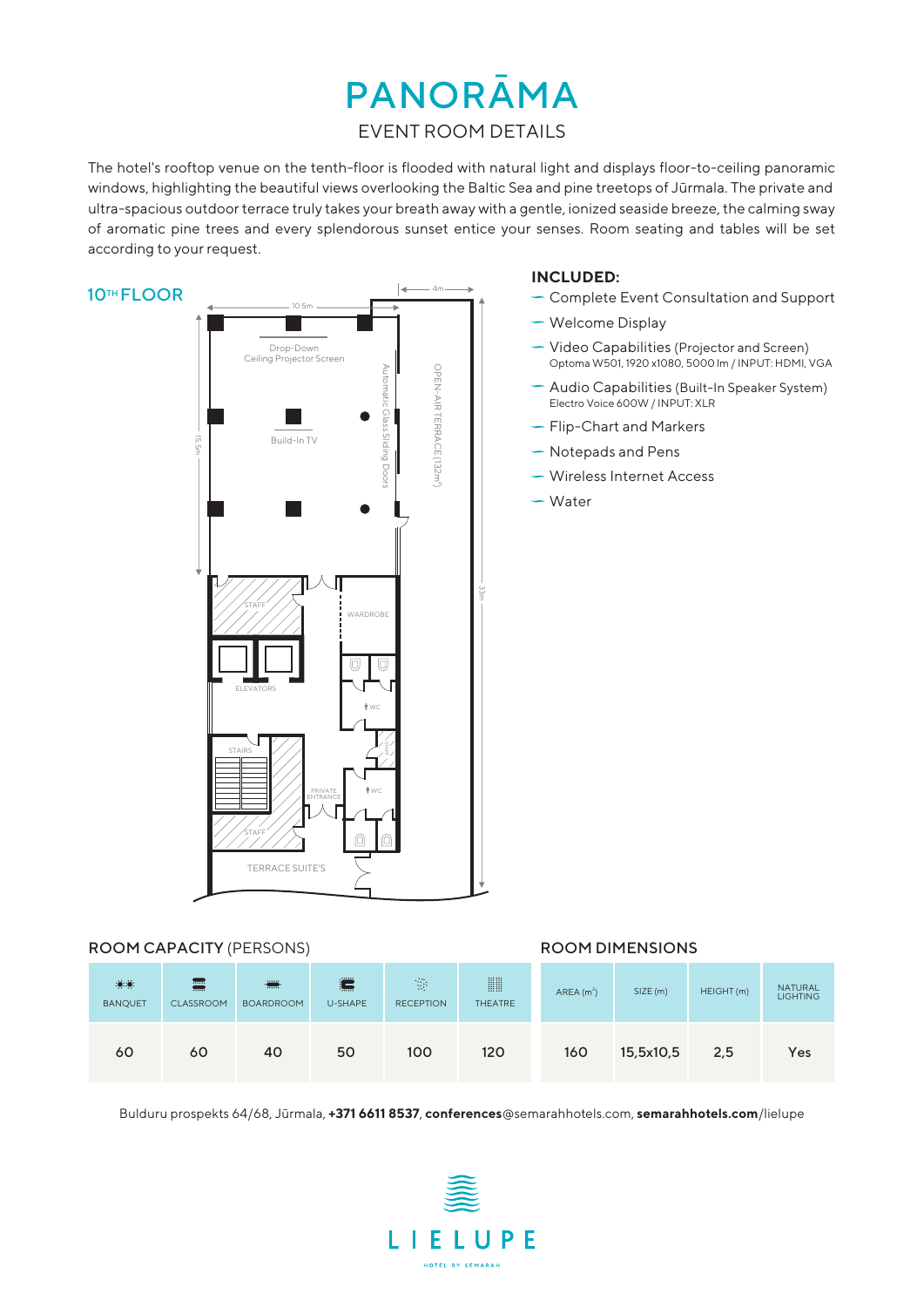# PANORĀMA

## EVENT ROOM DETAILS

The hotel's rooftop venue on the tenth-floor is flooded with natural light and displays floor-to-ceiling panoramic windows, highlighting the beautiful views overlooking the Baltic Sea and pine treetops of Jūrmala. The private and ultra-spacious outdoor terrace truly takes your breath away with a gentle, ionized seaside breeze, the calming sway of aromatic pine trees and every splendorous sunset entice your senses. Room seating and tables will be set according to your request.

### 10TH FLOOR

10.5m · 4m · 15.5m · 33m

Drop-Down Ceiling Projector Screen · Build-In TV · Automatic Glass Sliding Doors · OPEN-AIR TERRACE (132m²) · STAFF · WARDROBE · ELEVATORS · WC · STAIRS · PRIVATE ENTRANCE · STAFF · TERRACE SUITE'S

### INCLUDED:

- Complete Event Consultation and Support
- Welcome Display
- Video Capabilities (Projector and Screen)
  Optoma W501, 1920 x1080, 5000 lm / INPUT: HDMI, VGA
- Audio Capabilities (Built-In Speaker System)
  Electro Voice 600W / INPUT: XLR
- Flip-Chart and Markers
- Notepads and Pens
- Wireless Internet Access
- Water

### ROOM CAPACITY (PERSONS)

| BANQUET | CLASSROOM | BOARDROOM | U-SHAPE | RECEPTION | THEATRE |
|---|---|---|---|---|---|
| 60 | 60 | 40 | 50 | 100 | 120 |

### ROOM DIMENSIONS

| AREA ($m^2$) | SIZE (m) | HEIGHT (m) | NATURAL LIGHTING |
|---|---|---|---|
| 160 | 15,5x10,5 | 2,5 | Yes |

Bulduru prospekts 64/68, Jūrmala, **+371 6611 8537**, **conferences**@semarahhotels.com, **semarahhotels.com**/lielupe

LIELUPE
HOTEL BY SEMARAH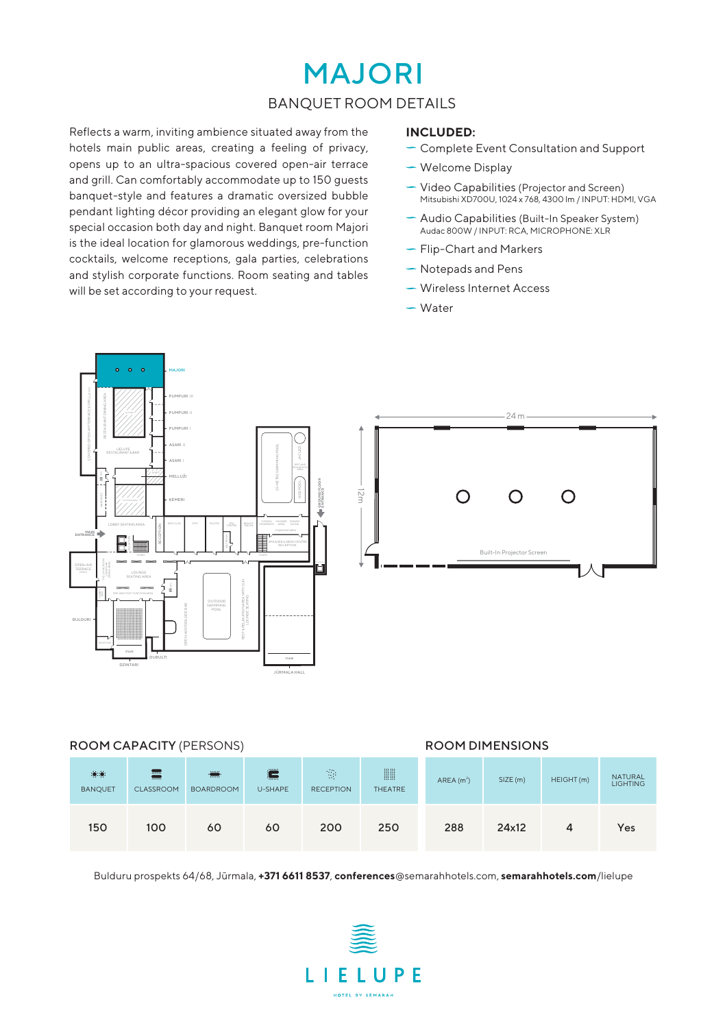# MAJORI

## BANQUET ROOM DETAILS

Reflects a warm, inviting ambience situated away from the hotels main public areas, creating a feeling of privacy, opens up to an ultra-spacious covered open-air terrace and grill. Can comfortably accommodate up to 150 guests banquet-style and features a dramatic oversized bubble pendant lighting décor providing an elegant glow for your special occasion both day and night. Banquet room Majori is the ideal location for glamorous weddings, pre-function cocktails, welcome receptions, gala parties, celebrations and stylish corporate functions. Room seating and tables will be set according to your request.

**INCLUDED:**

- Complete Event Consultation and Support
- Welcome Display
- Video Capabilities (Projector and Screen)
  Mitsubishi XD700U, 1024 x 768, 4300 lm / INPUT: HDMI, VGA
- Audio Capabilities (Built-In Speaker System)
  Audac 800W / INPUT: RCA, MICROPHONE: XLR
- Flip-Chart and Markers
- Notepads and Pens
- Wireless Internet Access
- Water

### ROOM CAPACITY (PERSONS)

| BANQUET | CLASSROOM | BOARDROOM | U-SHAPE | RECEPTION | THEATRE |
|---|---|---|---|---|---|
| 150 | 100 | 60 | 60 | 200 | 250 |

### ROOM DIMENSIONS

| AREA ($m^2$) | SIZE (m) | HEIGHT (m) | NATURAL LIGHTING |
|---|---|---|---|
| 288 | 24x12 | 4 | Yes |

Bulduru prospekts 64/68, Jūrmala, **+371 6611 8537**, **conferences**@semarahhotels.com, **semarahhotels.com**/lielupe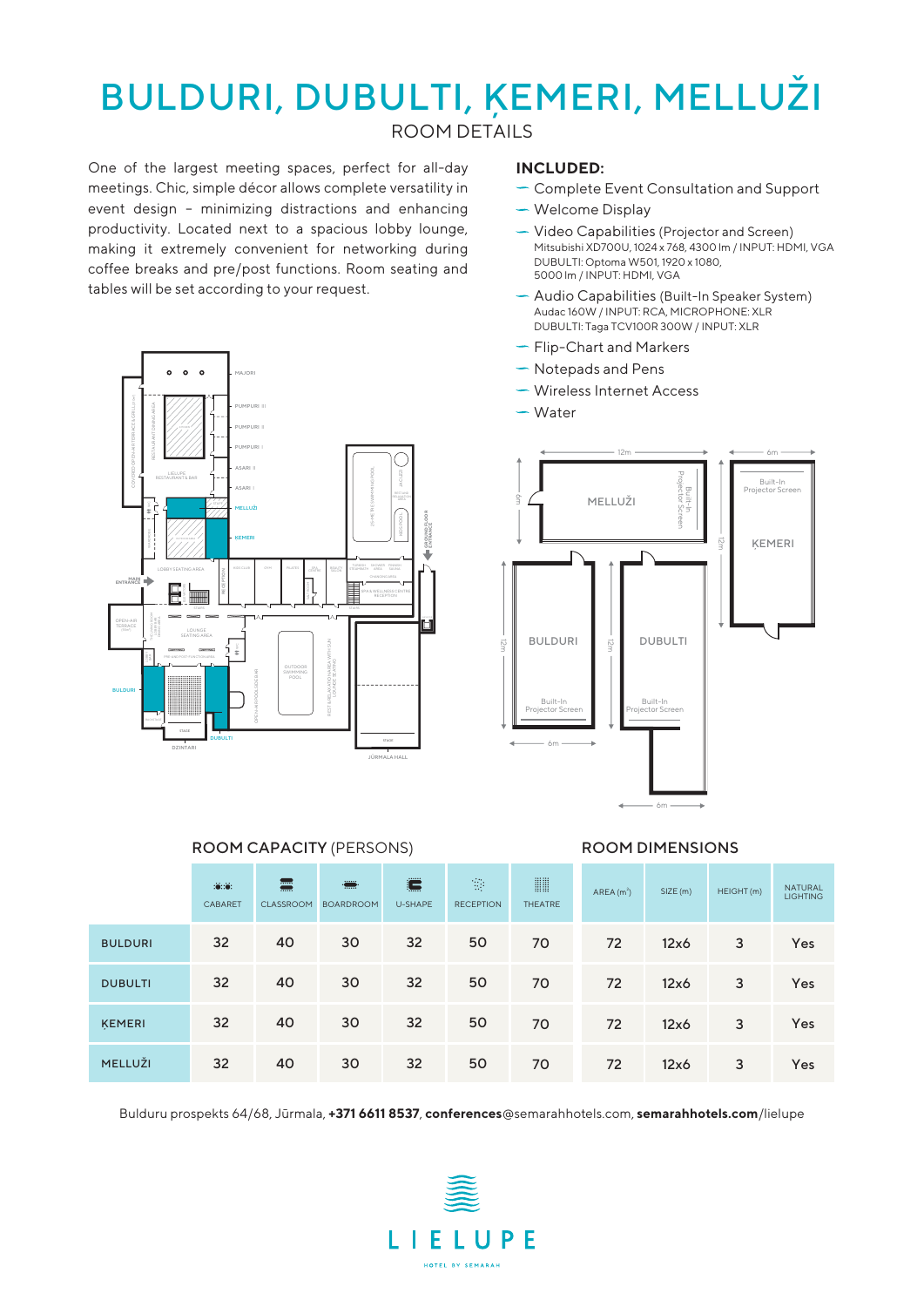# BULDURI, DUBULTI, ĶEMERI, MELLUŽI

## ROOM DETAILS

One of the largest meeting spaces, perfect for all-day meetings. Chic, simple décor allows complete versatility in event design – minimizing distractions and enhancing productivity. Located next to a spacious lobby lounge, making it extremely convenient for networking during coffee breaks and pre/post functions. Room seating and tables will be set according to your request.

**INCLUDED:**

- Complete Event Consultation and Support
- Welcome Display
- Video Capabilities (Projector and Screen)
  Mitsubishi XD700U, 1024 x 768, 4300 lm / INPUT: HDMI, VGA
  DUBULTI: Optoma W501, 1920 x 1080, 5000 lm / INPUT: HDMI, VGA
- Audio Capabilities (Built-In Speaker System)
  Audac 160W / INPUT: RCA, MICROPHONE: XLR
  DUBULTI: Taga TCV100R 300W / INPUT: XLR
- Flip-Chart and Markers
- Notepads and Pens
- Wireless Internet Access
- Water

### ROOM CAPACITY (PERSONS) / ROOM DIMENSIONS

| | CABARET | CLASSROOM | BOARDROOM | U-SHAPE | RECEPTION | THEATRE | AREA (m²) | SIZE (m) | HEIGHT (m) | NATURAL LIGHTING |
|---|---|---|---|---|---|---|---|---|---|---|
| BULDURI | 32 | 40 | 30 | 32 | 50 | 70 | 72 | 12x6 | 3 | Yes |
| DUBULTI | 32 | 40 | 30 | 32 | 50 | 70 | 72 | 12x6 | 3 | Yes |
| ĶEMERI | 32 | 40 | 30 | 32 | 50 | 70 | 72 | 12x6 | 3 | Yes |
| MELLUŽI | 32 | 40 | 30 | 32 | 50 | 70 | 72 | 12x6 | 3 | Yes |

Bulduru prospekts 64/68, Jūrmala, **+371 6611 8537**, **conferences**@semarahhotels.com, **semarahhotels.com**/lielupe

LIELUPE
HOTEL BY SEMARAH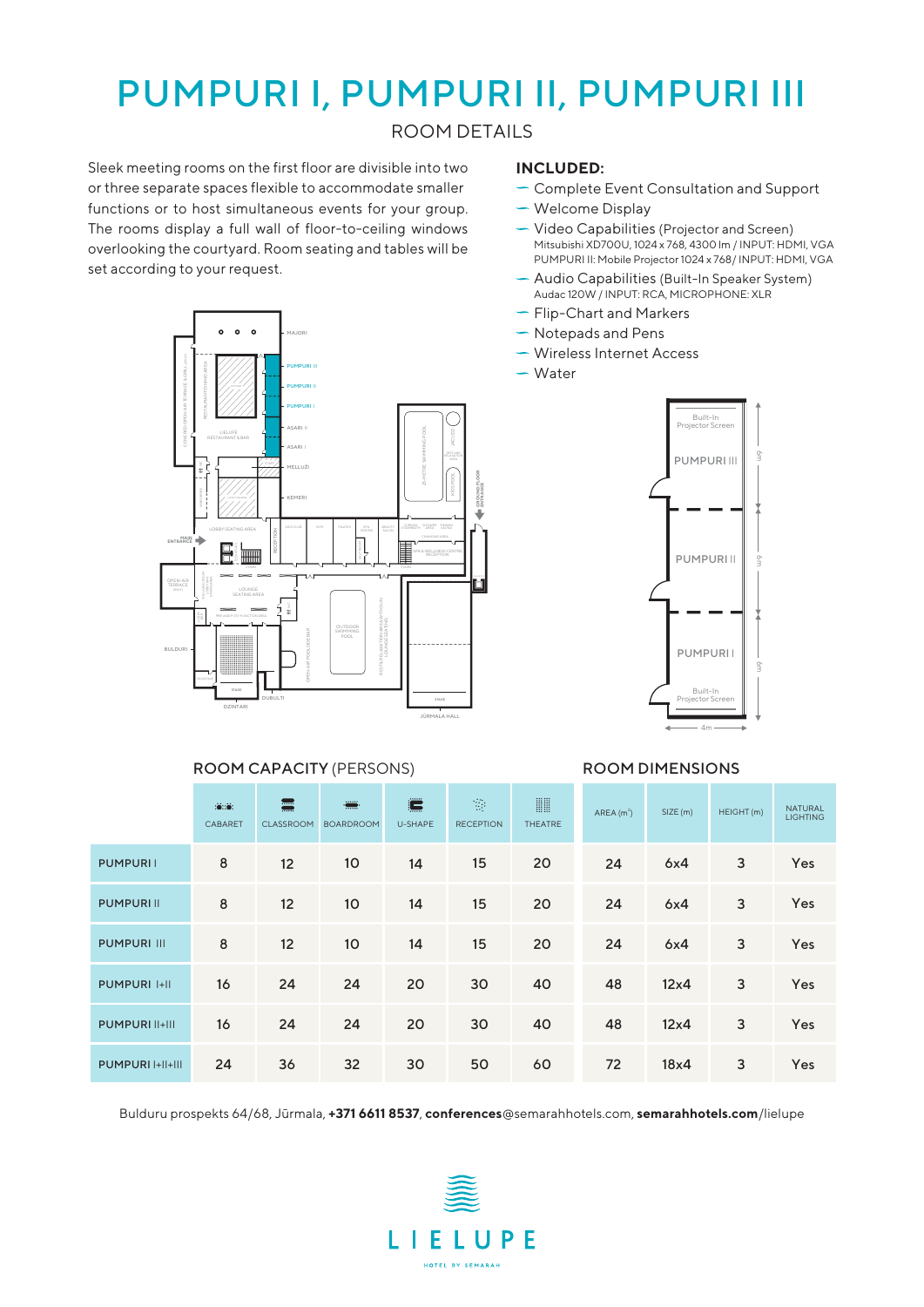# PUMPURI I, PUMPURI II, PUMPURI III

ROOM DETAILS

Sleek meeting rooms on the first floor are divisible into two or three separate spaces flexible to accommodate smaller functions or to host simultaneous events for your group. The rooms display a full wall of floor-to-ceiling windows overlooking the courtyard. Room seating and tables will be set according to your request.

**INCLUDED:**

- Complete Event Consultation and Support
- Welcome Display
- Video Capabilities (Projector and Screen)
  Mitsubishi XD700U, 1024 x 768, 4300 lm / INPUT: HDMI, VGA
  PUMPURI II: Mobile Projector 1024 x 768 / INPUT: HDMI, VGA
- Audio Capabilities (Built-In Speaker System)
  Audac 120W / INPUT: RCA, MICROPHONE: XLR
- Flip-Chart and Markers
- Notepads and Pens
- Wireless Internet Access
- Water

## ROOM CAPACITY (PERSONS) / ROOM DIMENSIONS

| | CABARET | CLASSROOM | BOARDROOM | U-SHAPE | RECEPTION | THEATRE | AREA ($m^2$) | SIZE (m) | HEIGHT (m) | NATURAL LIGHTING |
|---|---|---|---|---|---|---|---|---|---|---|
| PUMPURI I | 8 | 12 | 10 | 14 | 15 | 20 | 24 | 6x4 | 3 | Yes |
| PUMPURI II | 8 | 12 | 10 | 14 | 15 | 20 | 24 | 6x4 | 3 | Yes |
| PUMPURI III | 8 | 12 | 10 | 14 | 15 | 20 | 24 | 6x4 | 3 | Yes |
| PUMPURI I+II | 16 | 24 | 24 | 20 | 30 | 40 | 48 | 12x4 | 3 | Yes |
| PUMPURI II+III | 16 | 24 | 24 | 20 | 30 | 40 | 48 | 12x4 | 3 | Yes |
| PUMPURI I+II+III | 24 | 36 | 32 | 30 | 50 | 60 | 72 | 18x4 | 3 | Yes |

Bulduru prospekts 64/68, Jūrmala, **+371 6611 8537**, **conferences**@semarahhotels.com, **semarahhotels.com**/lielupe

LIELUPE
HOTEL BY SEMARAH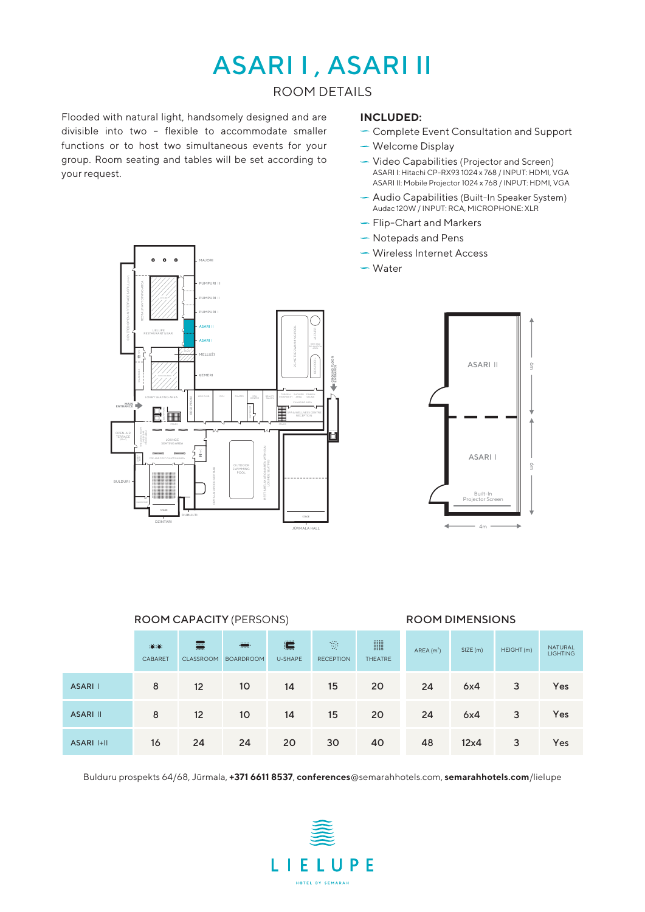# ASARI I , ASARI II

## ROOM DETAILS

Flooded with natural light, handsomely designed and are divisible into two – flexible to accommodate smaller functions or to host two simultaneous events for your group. Room seating and tables will be set according to your request.

**INCLUDED:**

- Complete Event Consultation and Support
- Welcome Display
- Video Capabilities (Projector and Screen)
  ASARI I: Hitachi CP-RX93 1024 x 768 / INPUT: HDMI, VGA
  ASARI II: Mobile Projector 1024 x 768 / INPUT: HDMI, VGA
- Audio Capabilities (Built-In Speaker System)
  Audac 120W / INPUT: RCA, MICROPHONE: XLR
- Flip-Chart and Markers
- Notepads and Pens
- Wireless Internet Access
- Water

ASARI II
ASARI I
Built-In Projector Screen
6m
6m
4m

### ROOM CAPACITY (PERSONS) / ROOM DIMENSIONS

| | CABARET | CLASSROOM | BOARDROOM | U-SHAPE | RECEPTION | THEATRE | AREA ($m^2$) | SIZE (m) | HEIGHT (m) | NATURAL LIGHTING |
|---|---|---|---|---|---|---|---|---|---|---|
| ASARI I | 8 | 12 | 10 | 14 | 15 | 20 | 24 | 6x4 | 3 | Yes |
| ASARI II | 8 | 12 | 10 | 14 | 15 | 20 | 24 | 6x4 | 3 | Yes |
| ASARI I+II | 16 | 24 | 24 | 20 | 30 | 40 | 48 | 12x4 | 3 | Yes |

Bulduru prospekts 64/68, Jūrmala, **+371 6611 8537**, **conferences**@semarahhotels.com, **semarahhotels.com**/lielupe

LIELUPE
HOTEL BY SEMARAH